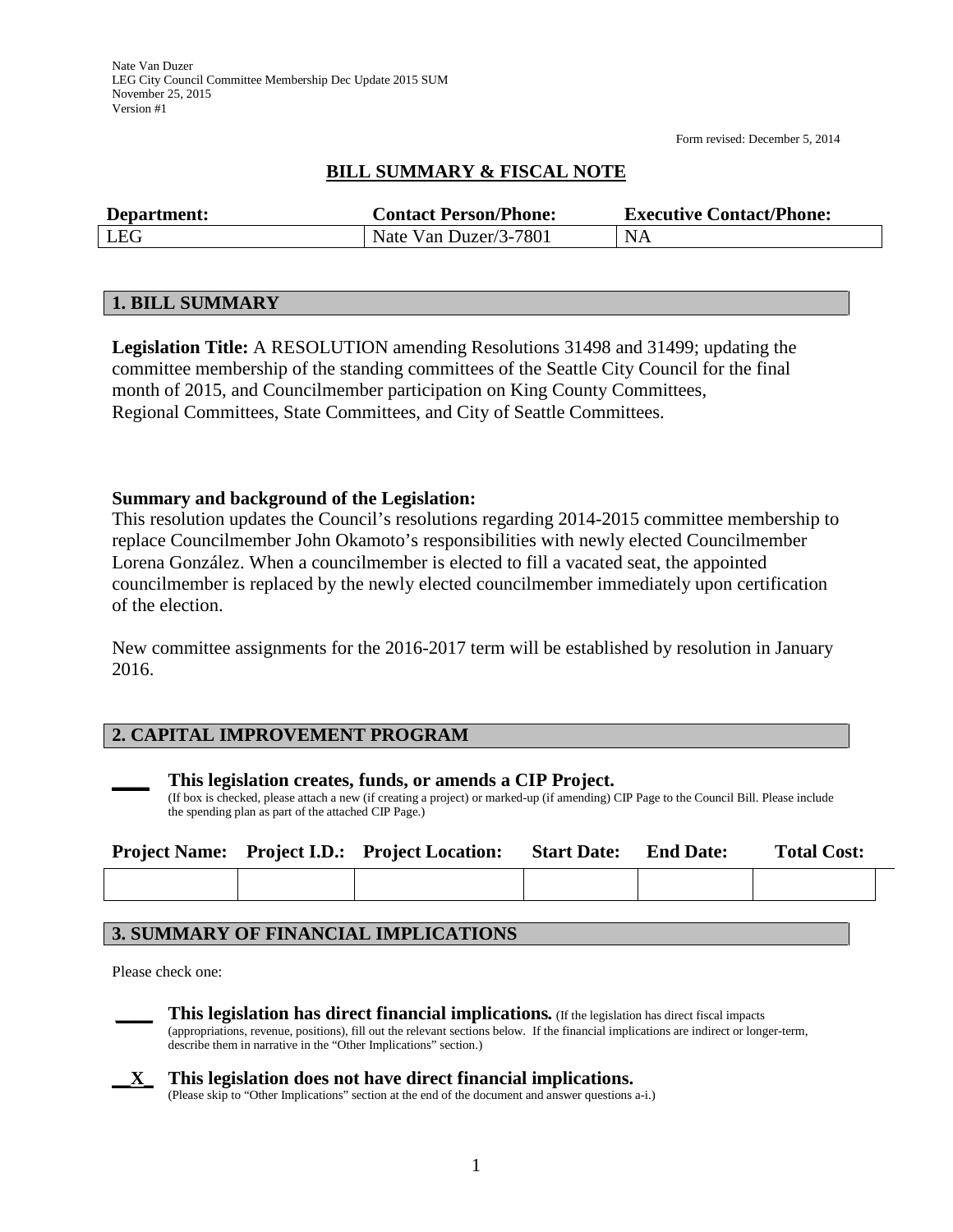Nate Van Duzer
LEG City Council Committee Membership Dec Update 2015 SUM
November 25, 2015
Version #1

Form revised: December 5, 2014

# BILL SUMMARY & FISCAL NOTE

| Department: | Contact Person/Phone: | Executive Contact/Phone: |
|---|---|---|
| LEG | Nate Van Duzer/3-7801 | NA |

## 1. BILL SUMMARY

**Legislation Title:** A RESOLUTION amending Resolutions 31498 and 31499; updating the committee membership of the standing committees of the Seattle City Council for the final month of 2015, and Councilmember participation on King County Committees, Regional Committees, State Committees, and City of Seattle Committees.

**Summary and background of the Legislation:**
This resolution updates the Council's resolutions regarding 2014-2015 committee membership to replace Councilmember John Okamoto's responsibilities with newly elected Councilmember Lorena González. When a councilmember is elected to fill a vacated seat, the appointed councilmember is replaced by the newly elected councilmember immediately upon certification of the election.

New committee assignments for the 2016-2017 term will be established by resolution in January 2016.

## 2. CAPITAL IMPROVEMENT PROGRAM

____ **This legislation creates, funds, or amends a CIP Project.**
(If box is checked, please attach a new (if creating a project) or marked-up (if amending) CIP Page to the Council Bill. Please include the spending plan as part of the attached CIP Page.)

| Project Name: | Project I.D.: | Project Location: | Start Date: | End Date: | Total Cost: |
|---|---|---|---|---|---|
| | | | | | |

## 3. SUMMARY OF FINANCIAL IMPLICATIONS

Please check one:

____ **This legislation has direct financial implications.** (If the legislation has direct fiscal impacts (appropriations, revenue, positions), fill out the relevant sections below. If the financial implications are indirect or longer-term, describe them in narrative in the "Other Implications" section.)

__X_ **This legislation does not have direct financial implications.**
(Please skip to "Other Implications" section at the end of the document and answer questions a-i.)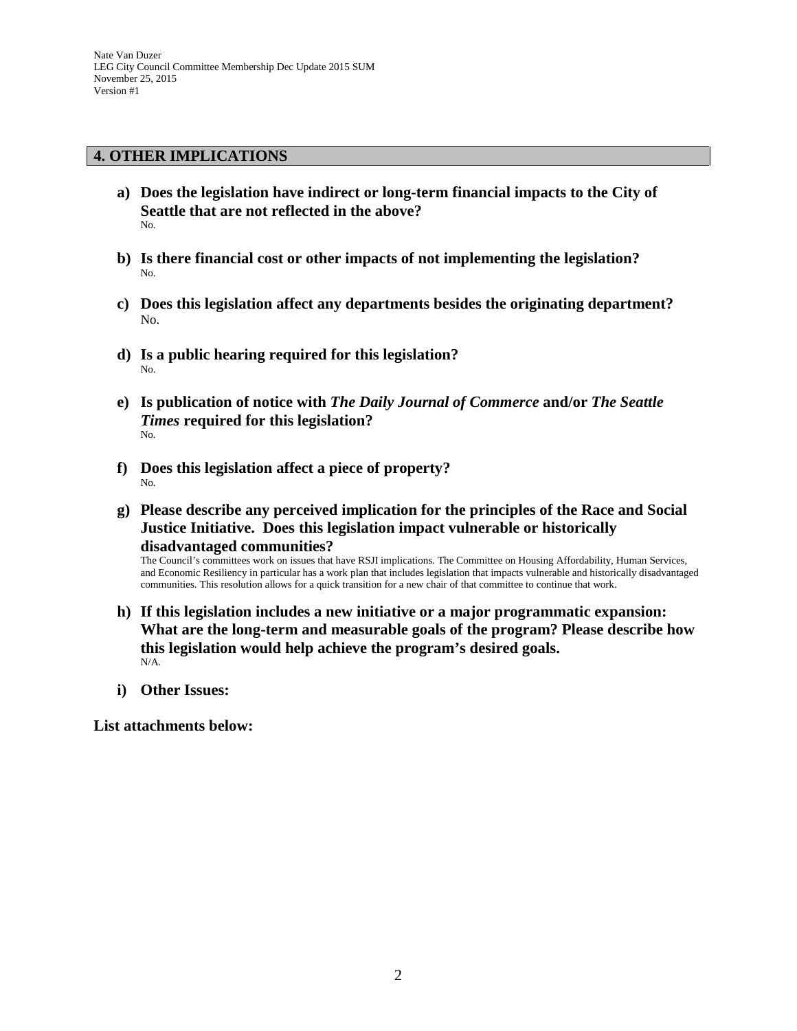## 4. OTHER IMPLICATIONS

a) **Does the legislation have indirect or long-term financial impacts to the City of Seattle that are not reflected in the above?**
No.

b) **Is there financial cost or other impacts of not implementing the legislation?**
No.

c) **Does this legislation affect any departments besides the originating department?**
No.

d) **Is a public hearing required for this legislation?**
No.

e) **Is publication of notice with *The Daily Journal of Commerce* and/or *The Seattle Times* required for this legislation?**
No.

f) **Does this legislation affect a piece of property?**
No.

g) **Please describe any perceived implication for the principles of the Race and Social Justice Initiative. Does this legislation impact vulnerable or historically disadvantaged communities?**
The Council's committees work on issues that have RSJI implications. The Committee on Housing Affordability, Human Services, and Economic Resiliency in particular has a work plan that includes legislation that impacts vulnerable and historically disadvantaged communities. This resolution allows for a quick transition for a new chair of that committee to continue that work.

h) **If this legislation includes a new initiative or a major programmatic expansion: What are the long-term and measurable goals of the program? Please describe how this legislation would help achieve the program's desired goals.**
N/A.

i) **Other Issues:**

**List attachments below:**